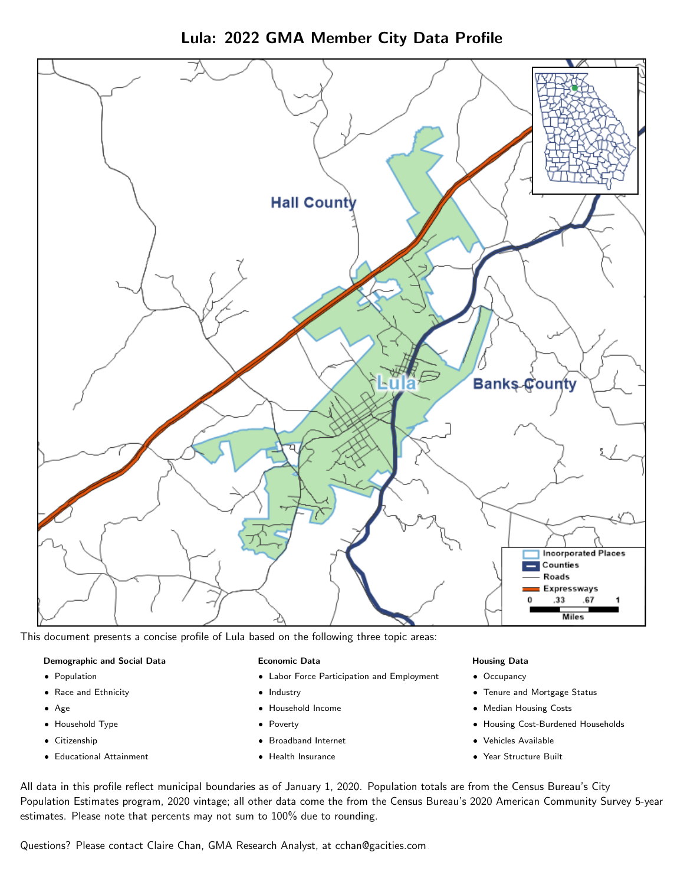# Lula: 2022 GMA Member City Data Profile

This document presents a concise profile of Lula based on the following three topic areas:

**Demographic and Social Data**

- Population
- Race and Ethnicity
- Age
- Household Type
- Citizenship
- Educational Attainment

**Economic Data**

- Labor Force Participation and Employment
- Industry
- Household Income
- Poverty
- Broadband Internet
- Health Insurance

**Housing Data**

- Occupancy
- Tenure and Mortgage Status
- Median Housing Costs
- Housing Cost-Burdened Households
- Vehicles Available
- Year Structure Built

All data in this profile reflect municipal boundaries as of January 1, 2020. Population totals are from the Census Bureau's City Population Estimates program, 2020 vintage; all other data come the from the Census Bureau's 2020 American Community Survey 5-year estimates. Please note that percents may not sum to 100% due to rounding.

Questions? Please contact Claire Chan, GMA Research Analyst, at cchan@gacities.com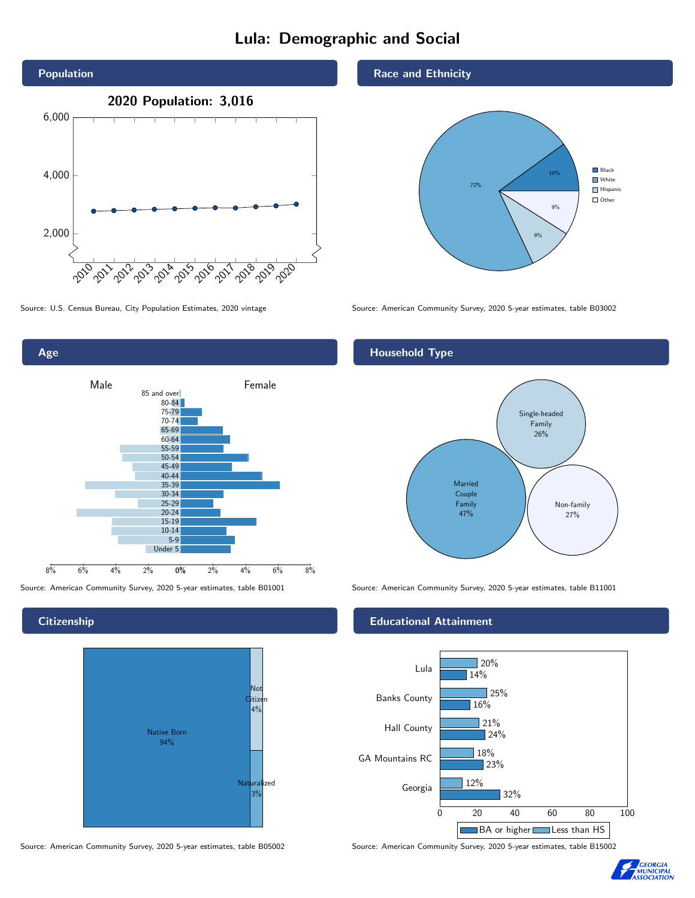# Lula: Demographic and Social

## Population

2020 Population: 3,016

Source: U.S. Census Bureau, City Population Estimates, 2020 vintage

## Race and Ethnicity

| Race/Ethnicity | Share |
|---|---|
| Black | 10% |
| White | 72% |
| Hispanic | 9% |
| Other | 9% |

Source: American Community Survey, 2020 5-year estimates, table B03002

## Age

Male / Female

Age groups: 85 and over, 80-84, 75-79, 70-74, 65-69, 60-64, 55-59, 50-54, 45-49, 40-44, 35-39, 30-34, 25-29, 20-24, 15-19, 10-14, 5-9, Under 5

Source: American Community Survey, 2020 5-year estimates, table B01001

## Household Type

| Household Type | Share |
|---|---|
| Married Couple Family | 47% |
| Single-headed Family | 26% |
| Non-family | 27% |

Source: American Community Survey, 2020 5-year estimates, table B11001

## Citizenship

| Citizenship | Share |
|---|---|
| Native Born | 94% |
| Not Citizen | 4% |
| Naturalized | 3% |

Source: American Community Survey, 2020 5-year estimates, table B05002

## Educational Attainment

| Area | Less than HS | BA or higher |
|---|---|---|
| Lula | 20% | 14% |
| Banks County | 25% | 16% |
| Hall County | 21% | 24% |
| GA Mountains RC | 18% | 23% |
| Georgia | 12% | 32% |

Source: American Community Survey, 2020 5-year estimates, table B15002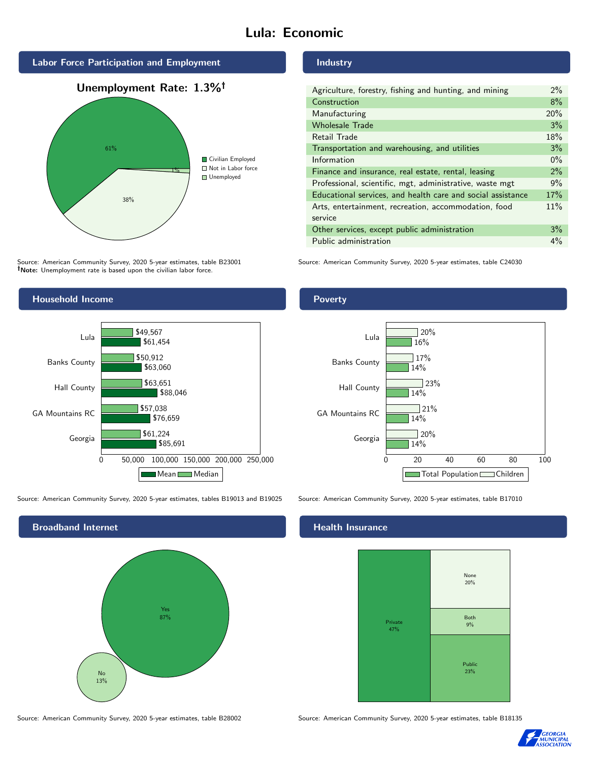# Lula: Economic

## Labor Force Participation and Employment

**Unemployment Rate: 1.3%†**

| Category | Percent |
|---|---|
| Civilian Employed | 61% |
| Not in Labor force | 38% |
| Unemployed | 1% |

Source: American Community Survey, 2020 5-year estimates, table B23001
**†Note:** Unemployment rate is based upon the civilian labor force.

## Industry

| Industry | Percent |
|---|---|
| Agriculture, forestry, fishing and hunting, and mining | 2% |
| Construction | 8% |
| Manufacturing | 20% |
| Wholesale Trade | 3% |
| Retail Trade | 18% |
| Transportation and warehousing, and utilities | 3% |
| Information | 0% |
| Finance and insurance, real estate, rental, leasing | 2% |
| Professional, scientific, mgt, administrative, waste mgt | 9% |
| Educational services, and health care and social assistance | 17% |
| Arts, entertainment, recreation, accommodation, food service | 11% |
| Other services, except public administration | 3% |
| Public administration | 4% |

Source: American Community Survey, 2020 5-year estimates, table C24030

## Household Income

| Area | Median | Mean |
|---|---|---|
| Lula | $49,567 | $61,454 |
| Banks County | $50,912 | $63,060 |
| Hall County | $63,651 | $88,046 |
| GA Mountains RC | $57,038 | $76,659 |
| Georgia | $61,224 | $85,691 |

Source: American Community Survey, 2020 5-year estimates, tables B19013 and B19025

## Poverty

| Area | Children | Total Population |
|---|---|---|
| Lula | 20% | 16% |
| Banks County | 17% | 14% |
| Hall County | 23% | 14% |
| GA Mountains RC | 21% | 14% |
| Georgia | 20% | 14% |

Source: American Community Survey, 2020 5-year estimates, table B17010

## Broadband Internet

| Response | Percent |
|---|---|
| Yes | 87% |
| No | 13% |

Source: American Community Survey, 2020 5-year estimates, table B28002

## Health Insurance

| Type | Percent |
|---|---|
| Private | 47% |
| None | 20% |
| Both | 9% |
| Public | 23% |

Source: American Community Survey, 2020 5-year estimates, table B18135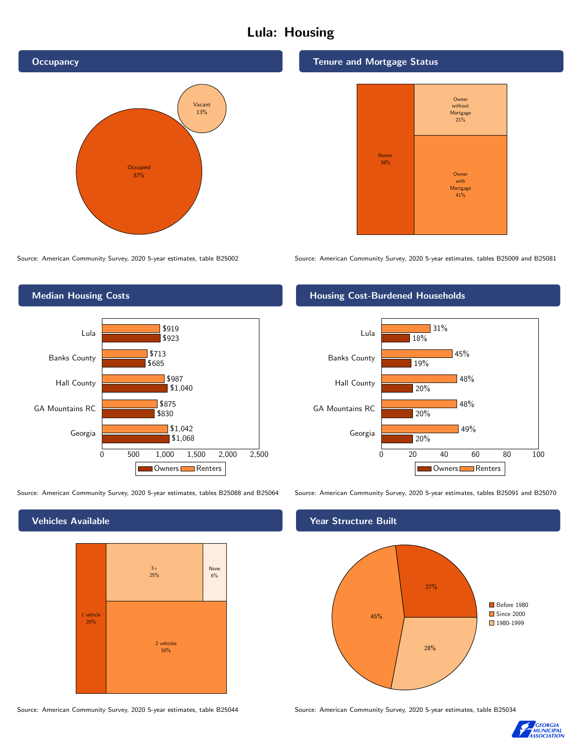# Lula: Housing

## Occupancy

Vacant
13%

Occupied
87%

Source: American Community Survey, 2020 5-year estimates, table B25002

## Tenure and Mortgage Status

Renter
38%

Owner
without
Mortgage
21%

Owner
with
Mortgage
41%

Source: American Community Survey, 2020 5-year estimates, tables B25009 and B25081

## Median Housing Costs

Lula
$919
$923

Banks County
$713
$685

Hall County
$987
$1,040

GA Mountains RC
$875
$830

Georgia
$1,042
$1,068

0 500 1,000 1,500 2,000 2,500

Owners Renters

Source: American Community Survey, 2020 5-year estimates, tables B25088 and B25064

## Housing Cost-Burdened Households

Lula
31%
18%

Banks County
45%
19%

Hall County
48%
20%

GA Mountains RC
48%
20%

Georgia
49%
20%

0 20 40 60 80 100

Owners Renters

Source: American Community Survey, 2020 5-year estimates, tables B25091 and B25070

## Vehicles Available

1 vehicle
20%

3+
25%

None
6%

2 vehicles
50%

Source: American Community Survey, 2020 5-year estimates, table B25044

## Year Structure Built

27%
45%
28%

Before 1980
Since 2000
1980-1999

Source: American Community Survey, 2020 5-year estimates, table B25034

GEORGIA MUNICIPAL ASSOCIATION